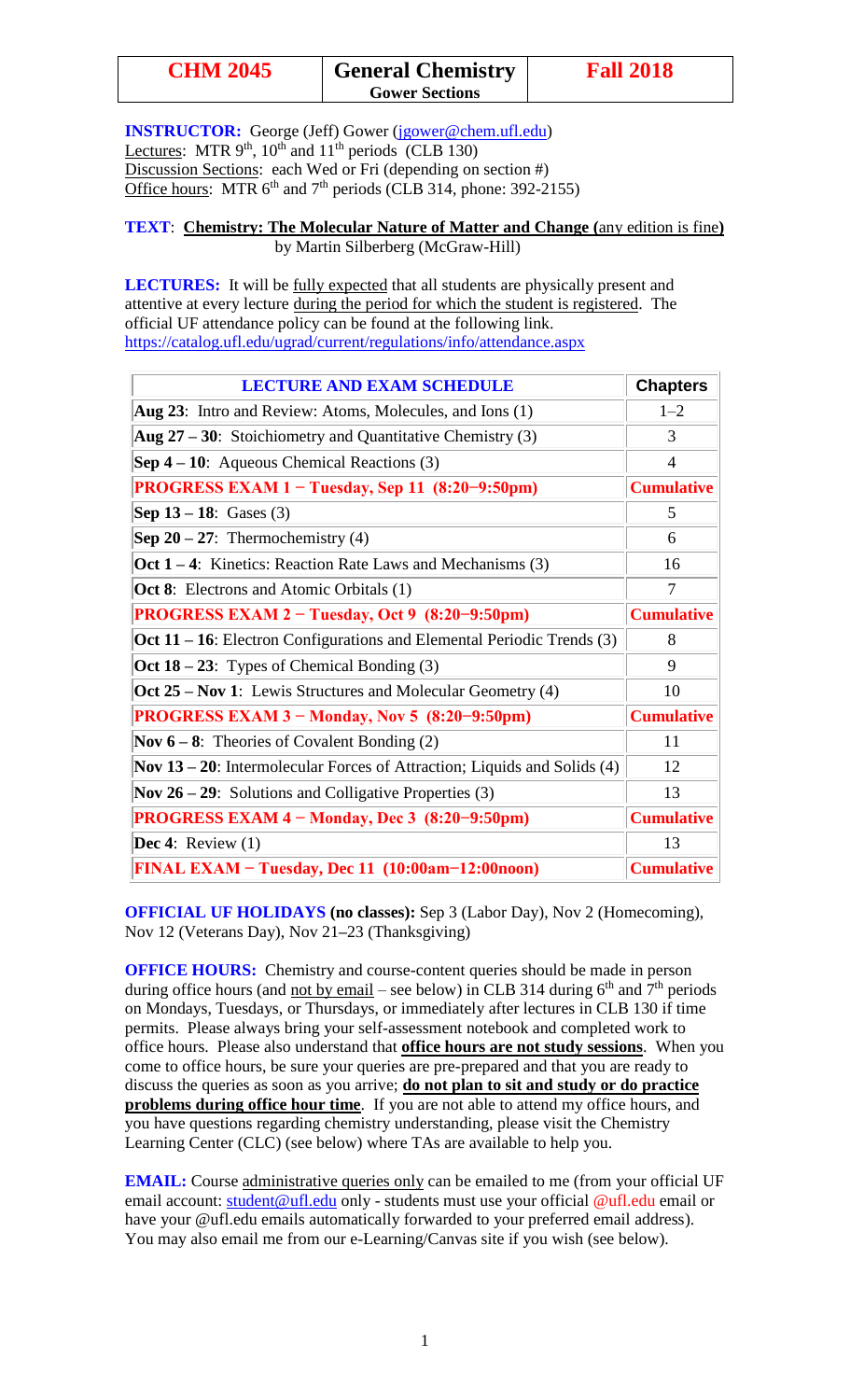| CHM 2045 | General Chemistry<br>Gower Sections | Fall 2018 |
|---|---|---|

**INSTRUCTOR:** George (Jeff) Gower (jgower@chem.ufl.edu)
Lectures: MTR 9th, 10th and 11th periods (CLB 130)
Discussion Sections: each Wed or Fri (depending on section #)
Office hours: MTR 6th and 7th periods (CLB 314, phone: 392-2155)

**TEXT**: **Chemistry: The Molecular Nature of Matter and Change (**any edition is fine**)**
by Martin Silberberg (McGraw-Hill)

**LECTURES:** It will be fully expected that all students are physically present and attentive at every lecture during the period for which the student is registered. The official UF attendance policy can be found at the following link.
https://catalog.ufl.edu/ugrad/current/regulations/info/attendance.aspx

| LECTURE AND EXAM SCHEDULE | Chapters |
|---|---|
| **Aug 23**: Intro and Review: Atoms, Molecules, and Ions (1) | 1–2 |
| **Aug 27 – 30**: Stoichiometry and Quantitative Chemistry (3) | 3 |
| **Sep 4 – 10**: Aqueous Chemical Reactions (3) | 4 |
| **PROGRESS EXAM 1 − Tuesday, Sep 11 (8:20−9:50pm)** | **Cumulative** |
| **Sep 13 – 18**: Gases (3) | 5 |
| **Sep 20 – 27**: Thermochemistry (4) | 6 |
| **Oct 1 – 4**: Kinetics: Reaction Rate Laws and Mechanisms (3) | 16 |
| **Oct 8**: Electrons and Atomic Orbitals (1) | 7 |
| **PROGRESS EXAM 2 − Tuesday, Oct 9 (8:20−9:50pm)** | **Cumulative** |
| **Oct 11 – 16**: Electron Configurations and Elemental Periodic Trends (3) | 8 |
| **Oct 18 – 23**: Types of Chemical Bonding (3) | 9 |
| **Oct 25 – Nov 1**: Lewis Structures and Molecular Geometry (4) | 10 |
| **PROGRESS EXAM 3 − Monday, Nov 5 (8:20−9:50pm)** | **Cumulative** |
| **Nov 6 – 8**: Theories of Covalent Bonding (2) | 11 |
| **Nov 13 – 20**: Intermolecular Forces of Attraction; Liquids and Solids (4) | 12 |
| **Nov 26 – 29**: Solutions and Colligative Properties (3) | 13 |
| **PROGRESS EXAM 4 − Monday, Dec 3 (8:20−9:50pm)** | **Cumulative** |
| **Dec 4**: Review (1) | 13 |
| **FINAL EXAM − Tuesday, Dec 11 (10:00am−12:00noon)** | **Cumulative** |

**OFFICIAL UF HOLIDAYS (no classes):** Sep 3 (Labor Day), Nov 2 (Homecoming), Nov 12 (Veterans Day), Nov 21–23 (Thanksgiving)

**OFFICE HOURS:** Chemistry and course-content queries should be made in person during office hours (and not by email – see below) in CLB 314 during 6th and 7th periods on Mondays, Tuesdays, or Thursdays, or immediately after lectures in CLB 130 if time permits. Please always bring your self-assessment notebook and completed work to office hours. Please also understand that **office hours are not study sessions**. When you come to office hours, be sure your queries are pre-prepared and that you are ready to discuss the queries as soon as you arrive; **do not plan to sit and study or do practice problems during office hour time**. If you are not able to attend my office hours, and you have questions regarding chemistry understanding, please visit the Chemistry Learning Center (CLC) (see below) where TAs are available to help you.

**EMAIL:** Course administrative queries only can be emailed to me (from your official UF email account: student@ufl.edu only - students must use your official @ufl.edu email or have your @ufl.edu emails automatically forwarded to your preferred email address). You may also email me from our e-Learning/Canvas site if you wish (see below).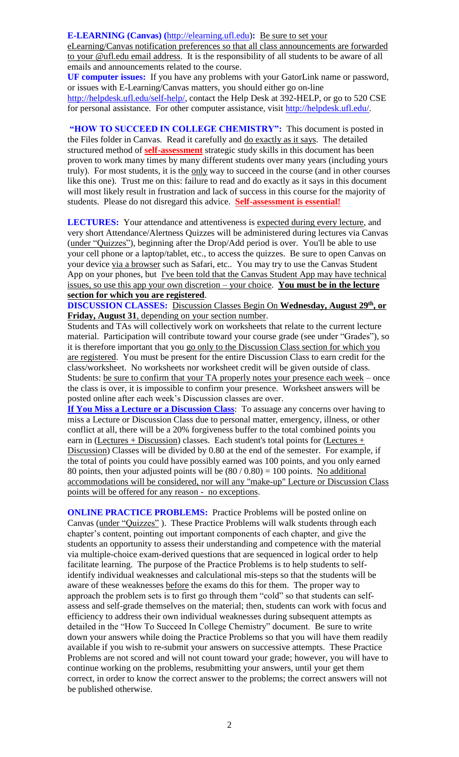**E-LEARNING (Canvas) (**http://elearning.ufl.edu**):** Be sure to set your eLearning/Canvas notification preferences so that all class announcements are forwarded to your @ufl.edu email address. It is the responsibility of all students to be aware of all emails and announcements related to the course.

**UF computer issues:** If you have any problems with your GatorLink name or password, or issues with E-Learning/Canvas matters, you should either go on-line http://helpdesk.ufl.edu/self-help/, contact the Help Desk at 392-HELP, or go to 520 CSE for personal assistance. For other computer assistance, visit http://helpdesk.ufl.edu/.

**"HOW TO SUCCEED IN COLLEGE CHEMISTRY":** This document is posted in the Files folder in Canvas. Read it carefully and do exactly as it says. The detailed structured method of **self-assessment** strategic study skills in this document has been proven to work many times by many different students over many years (including yours truly). For most students, it is the only way to succeed in the course (and in other courses like this one). Trust me on this: failure to read and do exactly as it says in this document will most likely result in frustration and lack of success in this course for the majority of students. Please do not disregard this advice. **Self-assessment is essential!**

**LECTURES:** Your attendance and attentiveness is expected during every lecture, and very short Attendance/Alertness Quizzes will be administered during lectures via Canvas (under "Quizzes"), beginning after the Drop/Add period is over. You'll be able to use your cell phone or a laptop/tablet, etc., to access the quizzes. Be sure to open Canvas on your device via a browser such as Safari, etc.. You may try to use the Canvas Student App on your phones, but I've been told that the Canvas Student App may have technical issues, so use this app your own discretion – your choice. **You must be in the lecture section for which you are registered**.

**DISCUSSION CLASSES:** Discussion Classes Begin On **Wednesday, August 29th, or Friday, August 31**, depending on your section number.

Students and TAs will collectively work on worksheets that relate to the current lecture material. Participation will contribute toward your course grade (see under "Grades"), so it is therefore important that you go only to the Discussion Class section for which you are registered. You must be present for the entire Discussion Class to earn credit for the class/worksheet. No worksheets nor worksheet credit will be given outside of class. Students: be sure to confirm that your TA properly notes your presence each week – once the class is over, it is impossible to confirm your presence. Worksheet answers will be posted online after each week's Discussion classes are over.

**If You Miss a Lecture or a Discussion Class**: To assuage any concerns over having to miss a Lecture or Discussion Class due to personal matter, emergency, illness, or other conflict at all, there will be a 20% forgiveness buffer to the total combined points you earn in (Lectures + Discussion) classes. Each student's total points for (Lectures + Discussion) Classes will be divided by 0.80 at the end of the semester. For example, if the total of points you could have possibly earned was 100 points, and you only earned 80 points, then your adjusted points will be $(80 / 0.80) = 100$ points. No additional accommodations will be considered, nor will any "make-up" Lecture or Discussion Class points will be offered for any reason - no exceptions.

**ONLINE PRACTICE PROBLEMS:** Practice Problems will be posted online on Canvas (under "Quizzes"). These Practice Problems will walk students through each chapter's content, pointing out important components of each chapter, and give the students an opportunity to assess their understanding and competence with the material via multiple-choice exam-derived questions that are sequenced in logical order to help facilitate learning. The purpose of the Practice Problems is to help students to self-identify individual weaknesses and calculational mis-steps so that the students will be aware of these weaknesses before the exams do this for them. The proper way to approach the problem sets is to first go through them "cold" so that students can self-assess and self-grade themselves on the material; then, students can work with focus and efficiency to address their own individual weaknesses during subsequent attempts as detailed in the "How To Succeed In College Chemistry" document. Be sure to write down your answers while doing the Practice Problems so that you will have them readily available if you wish to re-submit your answers on successive attempts. These Practice Problems are not scored and will not count toward your grade; however, you will have to continue working on the problems, resubmitting your answers, until your get them correct, in order to know the correct answer to the problems; the correct answers will not be published otherwise.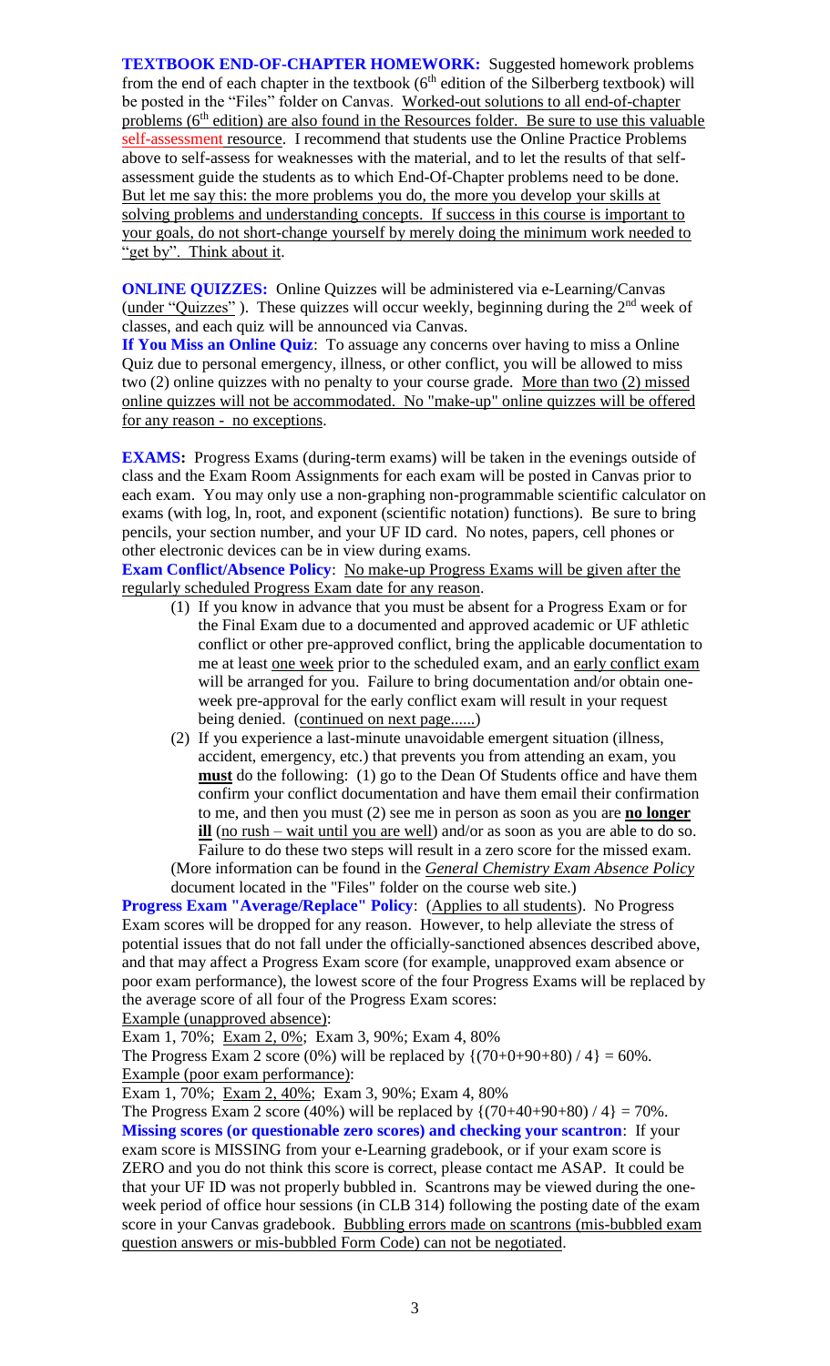**TEXTBOOK END-OF-CHAPTER HOMEWORK:** Suggested homework problems from the end of each chapter in the textbook (6th edition of the Silberberg textbook) will be posted in the "Files" folder on Canvas. Worked-out solutions to all end-of-chapter problems (6th edition) are also found in the Resources folder. Be sure to use this valuable self-assessment resource. I recommend that students use the Online Practice Problems above to self-assess for weaknesses with the material, and to let the results of that self-assessment guide the students as to which End-Of-Chapter problems need to be done. But let me say this: the more problems you do, the more you develop your skills at solving problems and understanding concepts. If success in this course is important to your goals, do not short-change yourself by merely doing the minimum work needed to "get by". Think about it.

**ONLINE QUIZZES:** Online Quizzes will be administered via e-Learning/Canvas (under "Quizzes"). These quizzes will occur weekly, beginning during the 2nd week of classes, and each quiz will be announced via Canvas.

**If You Miss an Online Quiz**: To assuage any concerns over having to miss a Online Quiz due to personal emergency, illness, or other conflict, you will be allowed to miss two (2) online quizzes with no penalty to your course grade. More than two (2) missed online quizzes will not be accommodated. No "make-up" online quizzes will be offered for any reason - no exceptions.

**EXAMS:** Progress Exams (during-term exams) will be taken in the evenings outside of class and the Exam Room Assignments for each exam will be posted in Canvas prior to each exam. You may only use a non-graphing non-programmable scientific calculator on exams (with log, ln, root, and exponent (scientific notation) functions). Be sure to bring pencils, your section number, and your UF ID card. No notes, papers, cell phones or other electronic devices can be in view during exams.

**Exam Conflict/Absence Policy**: No make-up Progress Exams will be given after the regularly scheduled Progress Exam date for any reason.

(1) If you know in advance that you must be absent for a Progress Exam or for the Final Exam due to a documented and approved academic or UF athletic conflict or other pre-approved conflict, bring the applicable documentation to me at least one week prior to the scheduled exam, and an early conflict exam will be arranged for you. Failure to bring documentation and/or obtain one-week pre-approval for the early conflict exam will result in your request being denied. (continued on next page......)

(2) If you experience a last-minute unavoidable emergent situation (illness, accident, emergency, etc.) that prevents you from attending an exam, you **must** do the following: (1) go to the Dean Of Students office and have them confirm your conflict documentation and have them email their confirmation to me, and then you must (2) see me in person as soon as you are **no longer ill** (no rush – wait until you are well) and/or as soon as you are able to do so. Failure to do these two steps will result in a zero score for the missed exam.

(More information can be found in the *General Chemistry Exam Absence Policy* document located in the "Files" folder on the course web site.)

**Progress Exam "Average/Replace" Policy**: (Applies to all students). No Progress Exam scores will be dropped for any reason. However, to help alleviate the stress of potential issues that do not fall under the officially-sanctioned absences described above, and that may affect a Progress Exam score (for example, unapproved exam absence or poor exam performance), the lowest score of the four Progress Exams will be replaced by the average score of all four of the Progress Exam scores:

Example (unapproved absence):

Exam 1, 70%; Exam 2, 0%; Exam 3, 90%; Exam 4, 80%

The Progress Exam 2 score (0%) will be replaced by $\{(70+0+90+80) / 4\} = 60\%$.

Example (poor exam performance):

Exam 1, 70%; Exam 2, 40%; Exam 3, 90%; Exam 4, 80%

The Progress Exam 2 score (40%) will be replaced by $\{(70+40+90+80) / 4\} = 70\%$.

**Missing scores (or questionable zero scores) and checking your scantron**: If your exam score is MISSING from your e-Learning gradebook, or if your exam score is ZERO and you do not think this score is correct, please contact me ASAP. It could be that your UF ID was not properly bubbled in. Scantrons may be viewed during the one-week period of office hour sessions (in CLB 314) following the posting date of the exam score in your Canvas gradebook. Bubbling errors made on scantrons (mis-bubbled exam question answers or mis-bubbled Form Code) can not be negotiated.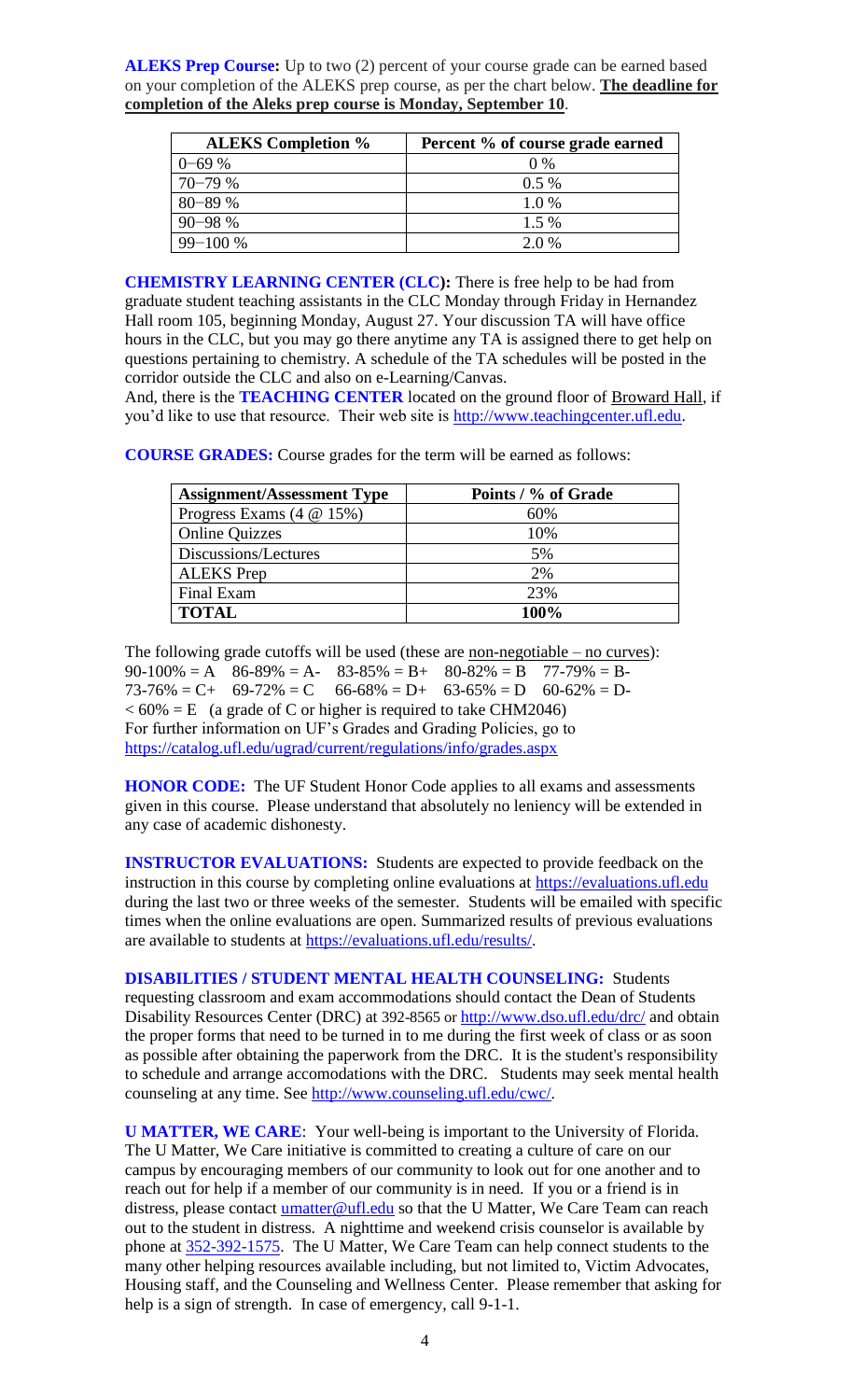**ALEKS Prep Course:** Up to two (2) percent of your course grade can be earned based on your completion of the ALEKS prep course, as per the chart below. **The deadline for completion of the Aleks prep course is Monday, September 10**.

| ALEKS Completion % | Percent % of course grade earned |
|---|---|
| 0−69 % | 0 % |
| 70−79 % | 0.5 % |
| 80−89 % | 1.0 % |
| 90−98 % | 1.5 % |
| 99−100 % | 2.0 % |

**CHEMISTRY LEARNING CENTER (CLC):** There is free help to be had from graduate student teaching assistants in the CLC Monday through Friday in Hernandez Hall room 105, beginning Monday, August 27. Your discussion TA will have office hours in the CLC, but you may go there anytime any TA is assigned there to get help on questions pertaining to chemistry. A schedule of the TA schedules will be posted in the corridor outside the CLC and also on e-Learning/Canvas.

And, there is the **TEACHING CENTER** located on the ground floor of Broward Hall, if you'd like to use that resource. Their web site is http://www.teachingcenter.ufl.edu.

**COURSE GRADES:** Course grades for the term will be earned as follows:

| Assignment/Assessment Type | Points / % of Grade |
|---|---|
| Progress Exams (4 @ 15%) | 60% |
| Online Quizzes | 10% |
| Discussions/Lectures | 5% |
| ALEKS Prep | 2% |
| Final Exam | 23% |
| **TOTAL** | **100%** |

The following grade cutoffs will be used (these are non-negotiable – no curves):
90-100% = A 86-89% = A- 83-85% = B+ 80-82% = B 77-79% = B-
73-76% = C+ 69-72% = C 66-68% = D+ 63-65% = D 60-62% = D-
< 60% = E (a grade of C or higher is required to take CHM2046)
For further information on UF's Grades and Grading Policies, go to
https://catalog.ufl.edu/ugrad/current/regulations/info/grades.aspx

**HONOR CODE:** The UF Student Honor Code applies to all exams and assessments given in this course. Please understand that absolutely no leniency will be extended in any case of academic dishonesty.

**INSTRUCTOR EVALUATIONS:** Students are expected to provide feedback on the instruction in this course by completing online evaluations at https://evaluations.ufl.edu during the last two or three weeks of the semester. Students will be emailed with specific times when the online evaluations are open. Summarized results of previous evaluations are available to students at https://evaluations.ufl.edu/results/.

**DISABILITIES / STUDENT MENTAL HEALTH COUNSELING:** Students requesting classroom and exam accommodations should contact the Dean of Students Disability Resources Center (DRC) at 392-8565 or http://www.dso.ufl.edu/drc/ and obtain the proper forms that need to be turned in to me during the first week of class or as soon as possible after obtaining the paperwork from the DRC. It is the student's responsibility to schedule and arrange accomodations with the DRC. Students may seek mental health counseling at any time. See http://www.counseling.ufl.edu/cwc/.

**U MATTER, WE CARE**: Your well-being is important to the University of Florida. The U Matter, We Care initiative is committed to creating a culture of care on our campus by encouraging members of our community to look out for one another and to reach out for help if a member of our community is in need. If you or a friend is in distress, please contact umatter@ufl.edu so that the U Matter, We Care Team can reach out to the student in distress. A nighttime and weekend crisis counselor is available by phone at 352-392-1575. The U Matter, We Care Team can help connect students to the many other helping resources available including, but not limited to, Victim Advocates, Housing staff, and the Counseling and Wellness Center. Please remember that asking for help is a sign of strength. In case of emergency, call 9-1-1.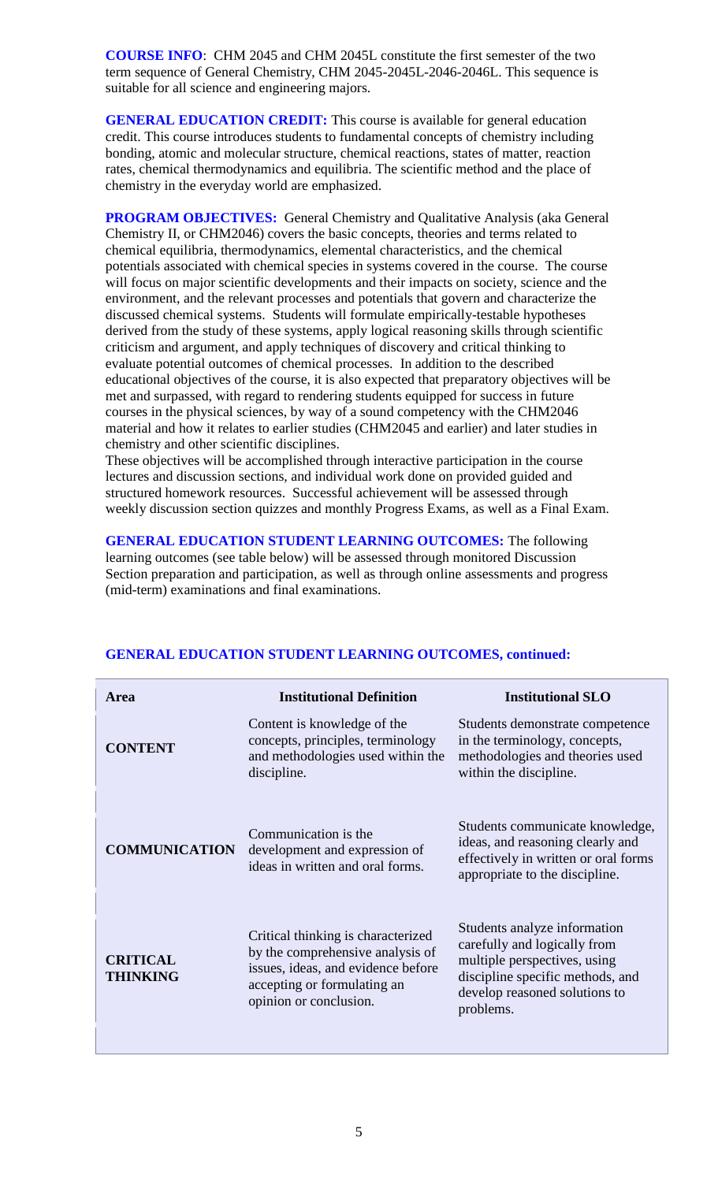**COURSE INFO**: CHM 2045 and CHM 2045L constitute the first semester of the two term sequence of General Chemistry, CHM 2045-2045L-2046-2046L. This sequence is suitable for all science and engineering majors.

**GENERAL EDUCATION CREDIT:** This course is available for general education credit. This course introduces students to fundamental concepts of chemistry including bonding, atomic and molecular structure, chemical reactions, states of matter, reaction rates, chemical thermodynamics and equilibria. The scientific method and the place of chemistry in the everyday world are emphasized.

**PROGRAM OBJECTIVES:** General Chemistry and Qualitative Analysis (aka General Chemistry II, or CHM2046) covers the basic concepts, theories and terms related to chemical equilibria, thermodynamics, elemental characteristics, and the chemical potentials associated with chemical species in systems covered in the course. The course will focus on major scientific developments and their impacts on society, science and the environment, and the relevant processes and potentials that govern and characterize the discussed chemical systems. Students will formulate empirically-testable hypotheses derived from the study of these systems, apply logical reasoning skills through scientific criticism and argument, and apply techniques of discovery and critical thinking to evaluate potential outcomes of chemical processes. In addition to the described educational objectives of the course, it is also expected that preparatory objectives will be met and surpassed, with regard to rendering students equipped for success in future courses in the physical sciences, by way of a sound competency with the CHM2046 material and how it relates to earlier studies (CHM2045 and earlier) and later studies in chemistry and other scientific disciplines.

These objectives will be accomplished through interactive participation in the course lectures and discussion sections, and individual work done on provided guided and structured homework resources. Successful achievement will be assessed through weekly discussion section quizzes and monthly Progress Exams, as well as a Final Exam.

**GENERAL EDUCATION STUDENT LEARNING OUTCOMES:** The following learning outcomes (see table below) will be assessed through monitored Discussion Section preparation and participation, as well as through online assessments and progress (mid-term) examinations and final examinations.

**GENERAL EDUCATION STUDENT LEARNING OUTCOMES, continued:**

| Area | Institutional Definition | Institutional SLO |
|---|---|---|
| **CONTENT** | Content is knowledge of the concepts, principles, terminology and methodologies used within the discipline. | Students demonstrate competence in the terminology, concepts, methodologies and theories used within the discipline. |
| **COMMUNICATION** | Communication is the development and expression of ideas in written and oral forms. | Students communicate knowledge, ideas, and reasoning clearly and effectively in written or oral forms appropriate to the discipline. |
| **CRITICAL THINKING** | Critical thinking is characterized by the comprehensive analysis of issues, ideas, and evidence before accepting or formulating an opinion or conclusion. | Students analyze information carefully and logically from multiple perspectives, using discipline specific methods, and develop reasoned solutions to problems. |